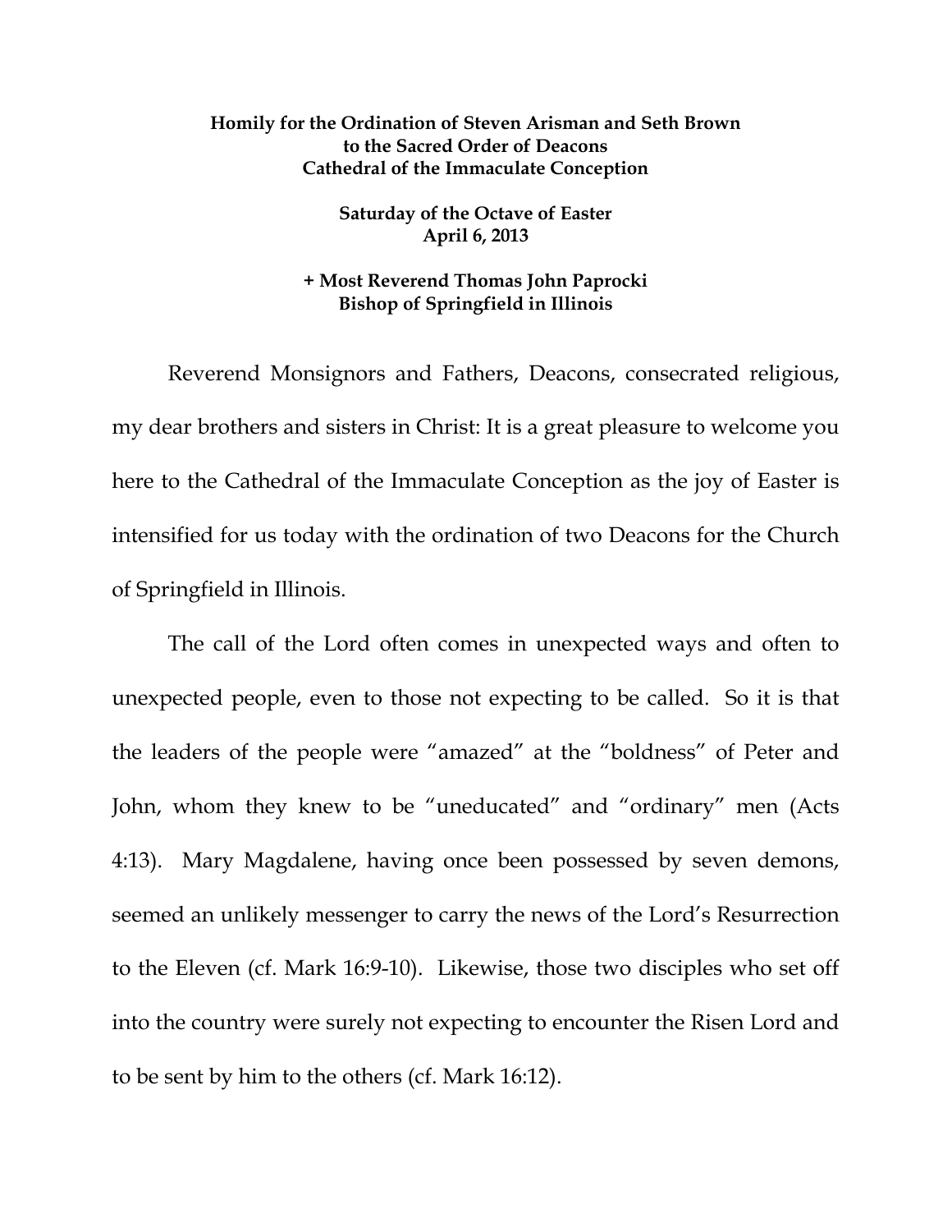**Homily for the Ordination of Steven Arisman and Seth Brown to the Sacred Order of Deacons Cathedral of the Immaculate Conception**

**Saturday of the Octave of Easter April 6, 2013**

**+ Most Reverend Thomas John Paprocki Bishop of Springfield in Illinois**

Reverend Monsignors and Fathers, Deacons, consecrated religious, my dear brothers and sisters in Christ: It is a great pleasure to welcome you here to the Cathedral of the Immaculate Conception as the joy of Easter is intensified for us today with the ordination of two Deacons for the Church of Springfield in Illinois.

The call of the Lord often comes in unexpected ways and often to unexpected people, even to those not expecting to be called. So it is that the leaders of the people were "amazed" at the "boldness" of Peter and John, whom they knew to be "uneducated" and "ordinary" men (Acts 4:13). Mary Magdalene, having once been possessed by seven demons, seemed an unlikely messenger to carry the news of the Lord's Resurrection to the Eleven (cf. Mark 16:9-10). Likewise, those two disciples who set off into the country were surely not expecting to encounter the Risen Lord and to be sent by him to the others (cf. Mark 16:12).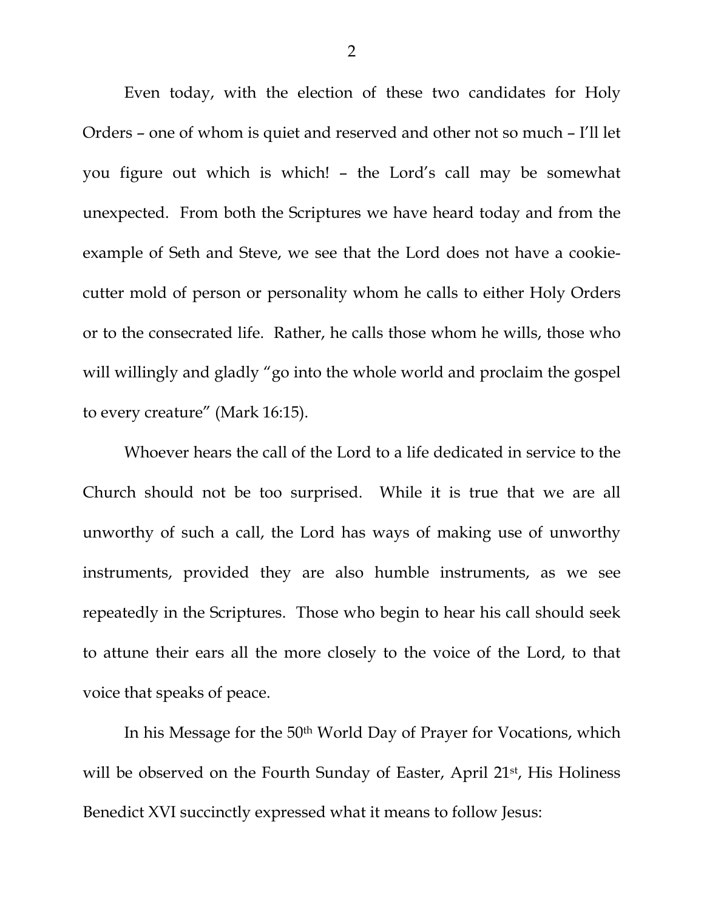Even today, with the election of these two candidates for Holy Orders – one of whom is quiet and reserved and other not so much – I'll let you figure out which is which! – the Lord's call may be somewhat unexpected. From both the Scriptures we have heard today and from the example of Seth and Steve, we see that the Lord does not have a cookie-cutter mold of person or personality whom he calls to either Holy Orders or to the consecrated life. Rather, he calls those whom he wills, those who will willingly and gladly "go into the whole world and proclaim the gospel to every creature" (Mark 16:15).

Whoever hears the call of the Lord to a life dedicated in service to the Church should not be too surprised. While it is true that we are all unworthy of such a call, the Lord has ways of making use of unworthy instruments, provided they are also humble instruments, as we see repeatedly in the Scriptures. Those who begin to hear his call should seek to attune their ears all the more closely to the voice of the Lord, to that voice that speaks of peace.

In his Message for the 50th World Day of Prayer for Vocations, which will be observed on the Fourth Sunday of Easter, April 21st, His Holiness Benedict XVI succinctly expressed what it means to follow Jesus: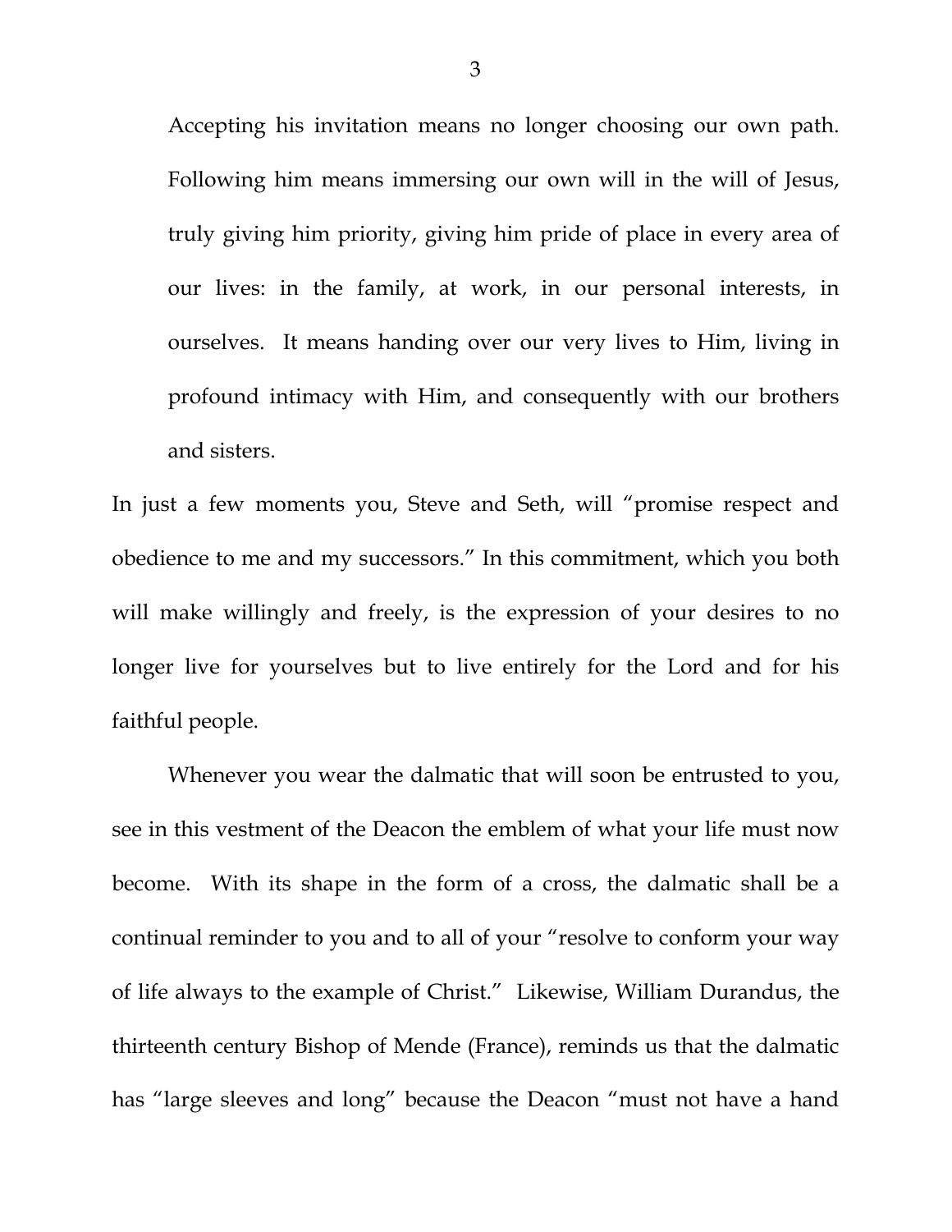> Accepting his invitation means no longer choosing our own path. Following him means immersing our own will in the will of Jesus, truly giving him priority, giving him pride of place in every area of our lives: in the family, at work, in our personal interests, in ourselves. It means handing over our very lives to Him, living in profound intimacy with Him, and consequently with our brothers and sisters.

In just a few moments you, Steve and Seth, will "promise respect and obedience to me and my successors." In this commitment, which you both will make willingly and freely, is the expression of your desires to no longer live for yourselves but to live entirely for the Lord and for his faithful people.

Whenever you wear the dalmatic that will soon be entrusted to you, see in this vestment of the Deacon the emblem of what your life must now become. With its shape in the form of a cross, the dalmatic shall be a continual reminder to you and to all of your "resolve to conform your way of life always to the example of Christ." Likewise, William Durandus, the thirteenth century Bishop of Mende (France), reminds us that the dalmatic has "large sleeves and long" because the Deacon "must not have a hand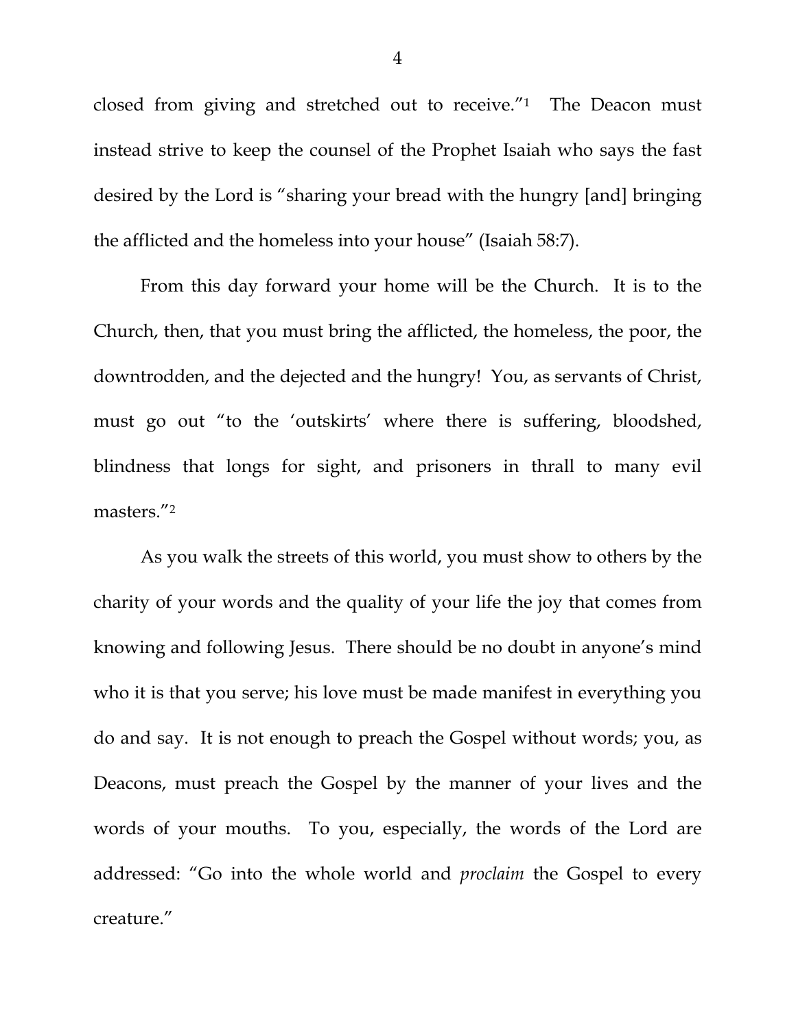closed from giving and stretched out to receive."[1] The Deacon must instead strive to keep the counsel of the Prophet Isaiah who says the fast desired by the Lord is "sharing your bread with the hungry [and] bringing the afflicted and the homeless into your house" (Isaiah 58:7).

From this day forward your home will be the Church. It is to the Church, then, that you must bring the afflicted, the homeless, the poor, the downtrodden, and the dejected and the hungry! You, as servants of Christ, must go out "to the 'outskirts' where there is suffering, bloodshed, blindness that longs for sight, and prisoners in thrall to many evil masters."[2]

As you walk the streets of this world, you must show to others by the charity of your words and the quality of your life the joy that comes from knowing and following Jesus. There should be no doubt in anyone's mind who it is that you serve; his love must be made manifest in everything you do and say. It is not enough to preach the Gospel without words; you, as Deacons, must preach the Gospel by the manner of your lives and the words of your mouths. To you, especially, the words of the Lord are addressed: "Go into the whole world and *proclaim* the Gospel to every creature."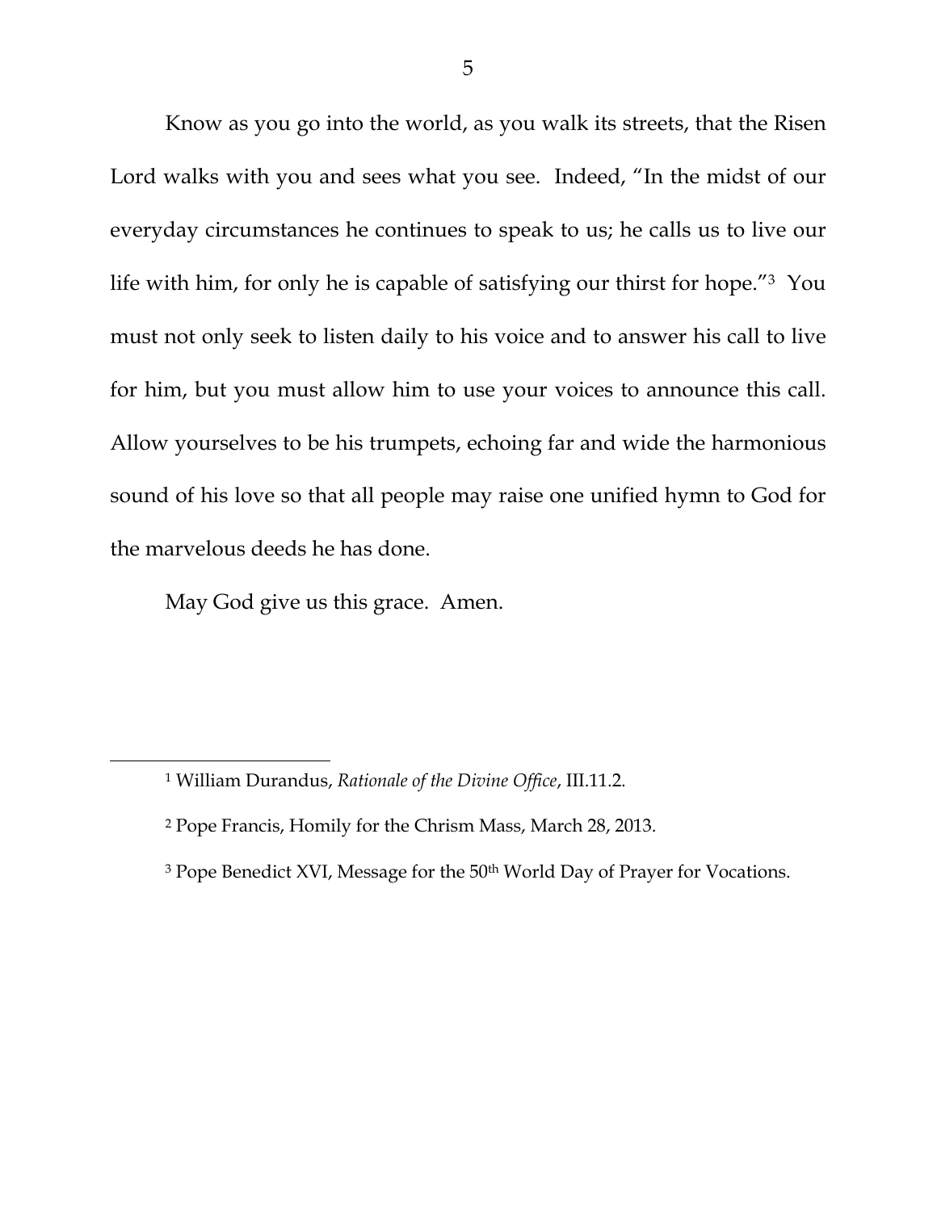Know as you go into the world, as you walk its streets, that the Risen Lord walks with you and sees what you see. Indeed, "In the midst of our everyday circumstances he continues to speak to us; he calls us to live our life with him, for only he is capable of satisfying our thirst for hope."[3] You must not only seek to listen daily to his voice and to answer his call to live for him, but you must allow him to use your voices to announce this call. Allow yourselves to be his trumpets, echoing far and wide the harmonious sound of his love so that all people may raise one unified hymn to God for the marvelous deeds he has done.

May God give us this grace. Amen.

---

[1] William Durandus, *Rationale of the Divine Office*, III.11.2.

[2] Pope Francis, Homily for the Chrism Mass, March 28, 2013.

[3] Pope Benedict XVI, Message for the 50th World Day of Prayer for Vocations.